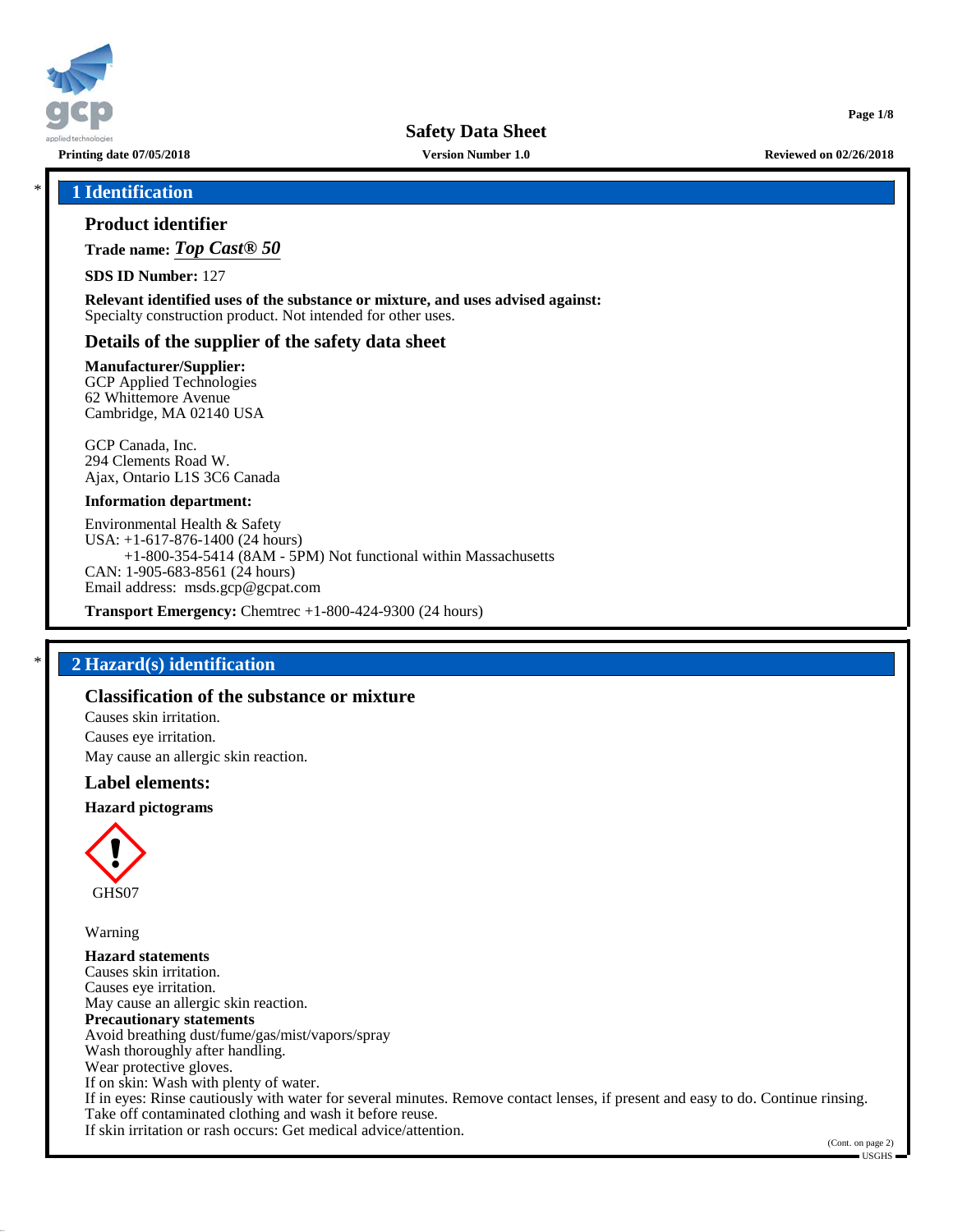# 1 Identification

## Product identifier

**Trade name:** ***Top Cast® 50***

**SDS ID Number:** 127

**Relevant identified uses of the substance or mixture, and uses advised against:**
Specialty construction product. Not intended for other uses.

## Details of the supplier of the safety data sheet

**Manufacturer/Supplier:**
GCP Applied Technologies
62 Whittemore Avenue
Cambridge, MA 02140 USA

GCP Canada, Inc.
294 Clements Road W.
Ajax, Ontario L1S 3C6 Canada

**Information department:**

Environmental Health & Safety
USA: +1-617-876-1400 (24 hours)
+1-800-354-5414 (8AM - 5PM) Not functional within Massachusetts
CAN: 1-905-683-8561 (24 hours)
Email address: msds.gcp@gcpat.com

**Transport Emergency:** Chemtrec +1-800-424-9300 (24 hours)

# 2 Hazard(s) identification

## Classification of the substance or mixture

Causes skin irritation.
Causes eye irritation.
May cause an allergic skin reaction.

## Label elements:

**Hazard pictograms**

GHS07

Warning

**Hazard statements**
Causes skin irritation.
Causes eye irritation.
May cause an allergic skin reaction.

**Precautionary statements**
Avoid breathing dust/fume/gas/mist/vapors/spray
Wash thoroughly after handling.
Wear protective gloves.
If on skin: Wash with plenty of water.
If in eyes: Rinse cautiously with water for several minutes. Remove contact lenses, if present and easy to do. Continue rinsing.
Take off contaminated clothing and wash it before reuse.
If skin irritation or rash occurs: Get medical advice/attention.

(Cont. on page 2)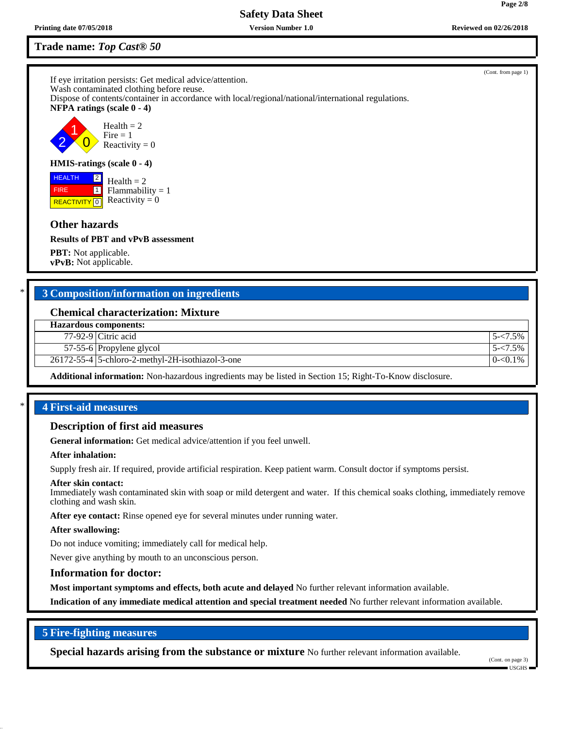(Cont. from page 1)

If eye irritation persists: Get medical advice/attention.
Wash contaminated clothing before reuse.
Dispose of contents/container in accordance with local/regional/national/international regulations.

**NFPA ratings (scale 0 - 4)**

Health = 2
Fire = 1
Reactivity = 0

**HMIS-ratings (scale 0 - 4)**

| HEALTH | 2 |
|---|---|
| FIRE | 1 |
| REACTIVITY | 0 |

Health = 2
Flammability = 1
Reactivity = 0

### Other hazards

**Results of PBT and vPvB assessment**

**PBT:** Not applicable.
**vPvB:** Not applicable.

## * 3 Composition/information on ingredients

### Chemical characterization: Mixture

| Hazardous components: | | |
|---|---|---|
| 77-92-9 | Citric acid | 5-<7.5% |
| 57-55-6 | Propylene glycol | 5-<7.5% |
| 26172-55-4 | 5-chloro-2-methyl-2H-isothiazol-3-one | 0-<0.1% |

**Additional information:** Non-hazardous ingredients may be listed in Section 15; Right-To-Know disclosure.

## * 4 First-aid measures

### Description of first aid measures

**General information:** Get medical advice/attention if you feel unwell.

**After inhalation:**

Supply fresh air. If required, provide artificial respiration. Keep patient warm. Consult doctor if symptoms persist.

**After skin contact:**
Immediately wash contaminated skin with soap or mild detergent and water. If this chemical soaks clothing, immediately remove clothing and wash skin.

**After eye contact:** Rinse opened eye for several minutes under running water.

**After swallowing:**

Do not induce vomiting; immediately call for medical help.

Never give anything by mouth to an unconscious person.

### Information for doctor:

**Most important symptoms and effects, both acute and delayed** No further relevant information available.

**Indication of any immediate medical attention and special treatment needed** No further relevant information available.

## 5 Fire-fighting measures

**Special hazards arising from the substance or mixture** No further relevant information available.

(Cont. on page 3)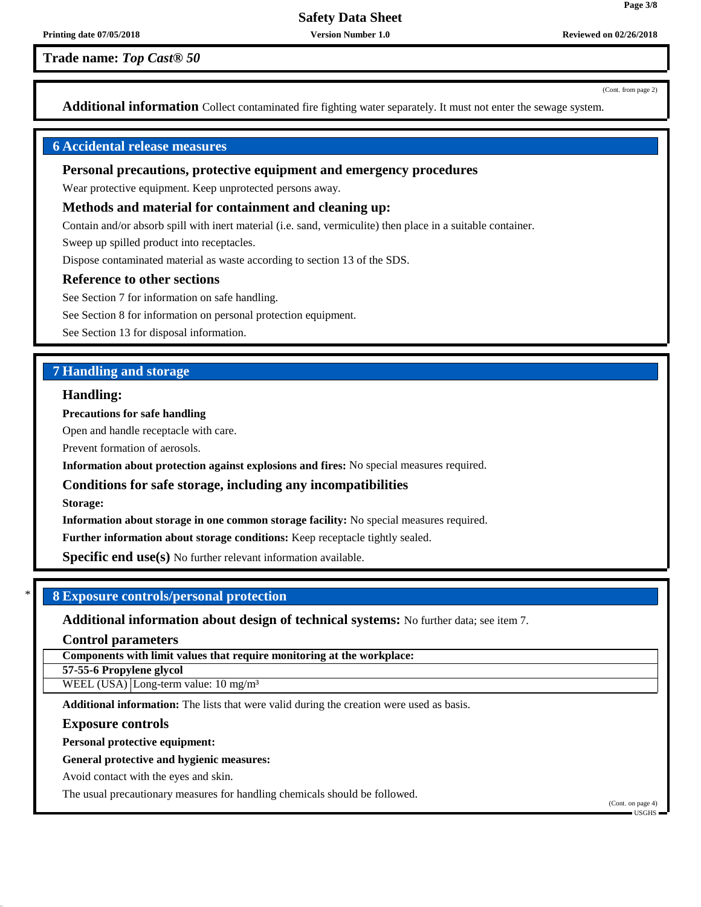Trade name: *Top Cast® 50*

(Cont. from page 2)

**Additional information** Collect contaminated fire fighting water separately. It must not enter the sewage system.

## 6 Accidental release measures

### Personal precautions, protective equipment and emergency procedures

Wear protective equipment. Keep unprotected persons away.

### Methods and material for containment and cleaning up:

Contain and/or absorb spill with inert material (i.e. sand, vermiculite) then place in a suitable container.

Sweep up spilled product into receptacles.

Dispose contaminated material as waste according to section 13 of the SDS.

### Reference to other sections

See Section 7 for information on safe handling.

See Section 8 for information on personal protection equipment.

See Section 13 for disposal information.

## 7 Handling and storage

### Handling:

**Precautions for safe handling**

Open and handle receptacle with care.

Prevent formation of aerosols.

**Information about protection against explosions and fires:** No special measures required.

### Conditions for safe storage, including any incompatibilities

**Storage:**

**Information about storage in one common storage facility:** No special measures required.

**Further information about storage conditions:** Keep receptacle tightly sealed.

**Specific end use(s)** No further relevant information available.

## * 8 Exposure controls/personal protection

**Additional information about design of technical systems:** No further data; see item 7.

### Control parameters

| Components with limit values that require monitoring at the workplace: | |
|---|---|
| **57-55-6 Propylene glycol** | |
| WEEL (USA) | Long-term value: 10 mg/m³ |

**Additional information:** The lists that were valid during the creation were used as basis.

### Exposure controls

**Personal protective equipment:**

**General protective and hygienic measures:**

Avoid contact with the eyes and skin.

The usual precautionary measures for handling chemicals should be followed.

(Cont. on page 4)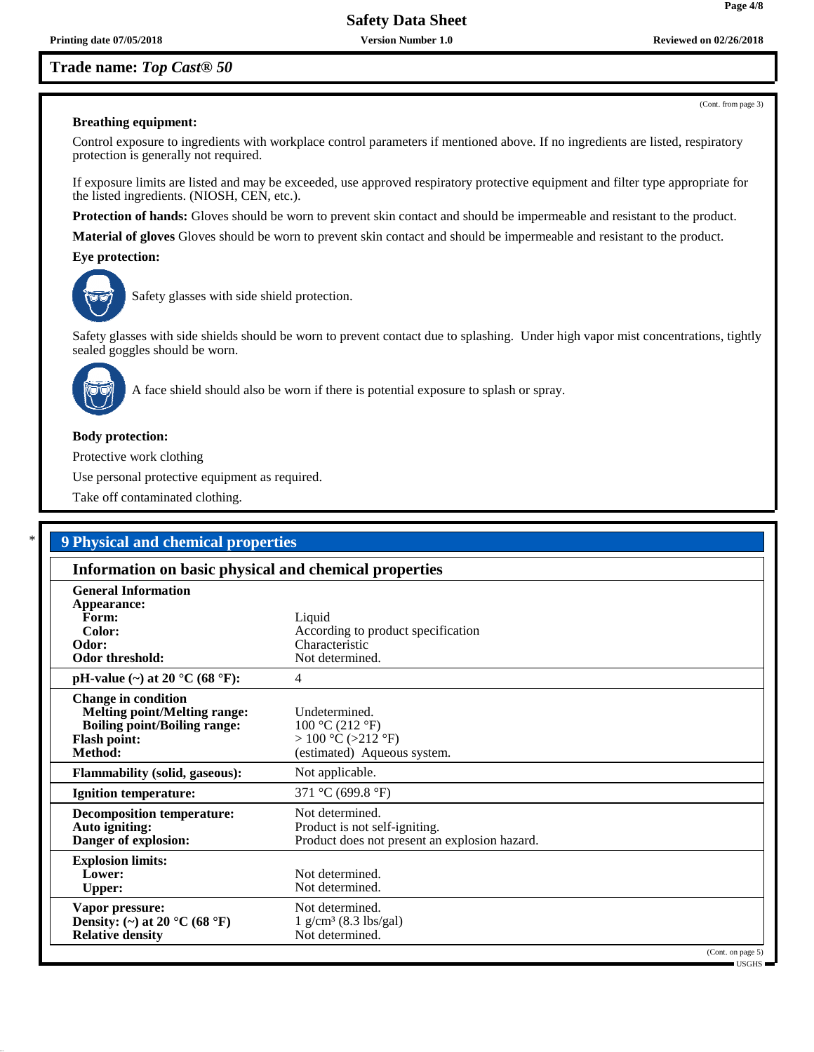**Trade name: *Top Cast® 50***

(Cont. from page 3)

**Breathing equipment:**

Control exposure to ingredients with workplace control parameters if mentioned above. If no ingredients are listed, respiratory protection is generally not required.

If exposure limits are listed and may be exceeded, use approved respiratory protective equipment and filter type appropriate for the listed ingredients. (NIOSH, CEN, etc.).

**Protection of hands:** Gloves should be worn to prevent skin contact and should be impermeable and resistant to the product.

**Material of gloves** Gloves should be worn to prevent skin contact and should be impermeable and resistant to the product.

**Eye protection:**

Safety glasses with side shield protection.

Safety glasses with side shields should be worn to prevent contact due to splashing. Under high vapor mist concentrations, tightly sealed goggles should be worn.

A face shield should also be worn if there is potential exposure to splash or spray.

**Body protection:**

Protective work clothing

Use personal protective equipment as required.

Take off contaminated clothing.

## 9 Physical and chemical properties

### Information on basic physical and chemical properties

| | |
|---|---|
| **General Information** | |
| **Appearance:** | |
| **Form:** | Liquid |
| **Color:** | According to product specification |
| **Odor:** | Characteristic |
| **Odor threshold:** | Not determined. |
| **pH-value (~) at 20 °C (68 °F):** | 4 |
| **Change in condition** | |
| **Melting point/Melting range:** | Undetermined. |
| **Boiling point/Boiling range:** | 100 °C (212 °F) |
| **Flash point:** | > 100 °C (>212 °F) |
| **Method:** | (estimated) Aqueous system. |
| **Flammability (solid, gaseous):** | Not applicable. |
| **Ignition temperature:** | 371 °C (699.8 °F) |
| **Decomposition temperature:** | Not determined. |
| **Auto igniting:** | Product is not self-igniting. |
| **Danger of explosion:** | Product does not present an explosion hazard. |
| **Explosion limits:** | |
| **Lower:** | Not determined. |
| **Upper:** | Not determined. |
| **Vapor pressure:** | Not determined. |
| **Density: (~) at 20 °C (68 °F)** | 1 g/cm³ (8.3 lbs/gal) |
| **Relative density** | Not determined. |

(Cont. on page 5)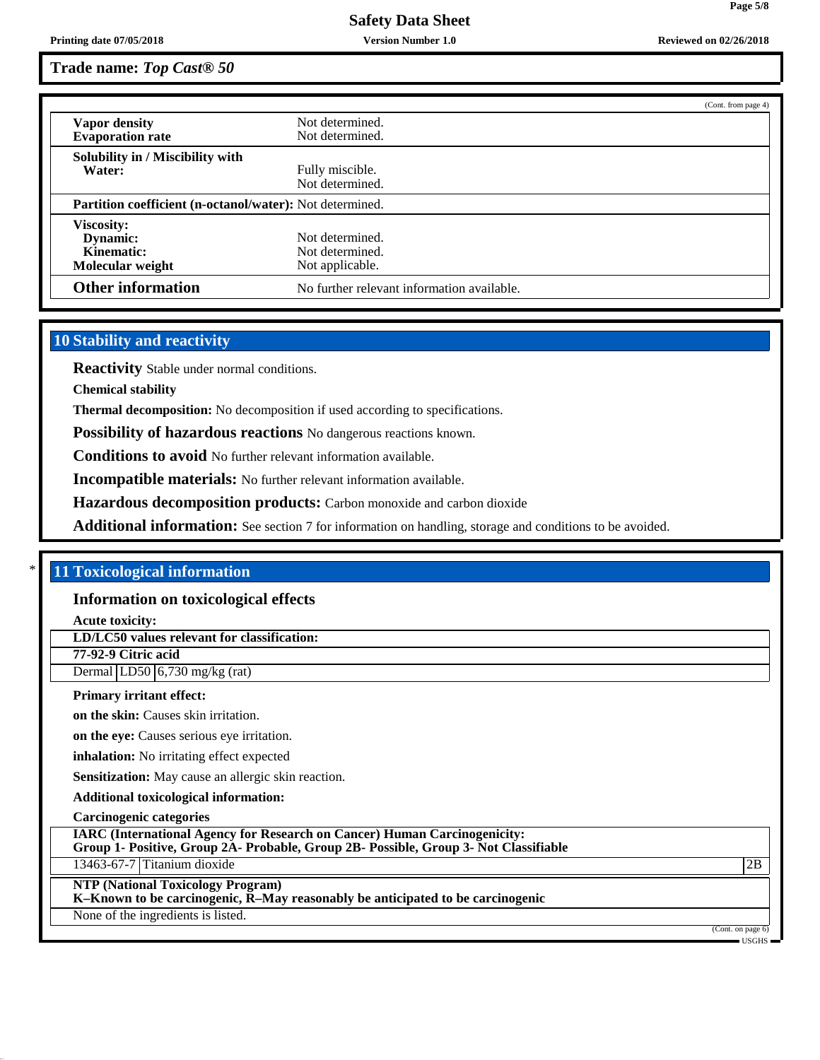Trade name: *Top Cast® 50*

(Cont. from page 4)

| | |
|---|---|
| **Vapor density** | Not determined. |
| **Evaporation rate** | Not determined. |
| **Solubility in / Miscibility with** | |
| **Water:** | Fully miscible. |
| | Not determined. |
| **Partition coefficient (n-octanol/water):** | Not determined. |
| **Viscosity:** | |
| **Dynamic:** | Not determined. |
| **Kinematic:** | Not determined. |
| **Molecular weight** | Not applicable. |
| **Other information** | No further relevant information available. |

## 10 Stability and reactivity

**Reactivity** Stable under normal conditions.

**Chemical stability**

**Thermal decomposition:** No decomposition if used according to specifications.

**Possibility of hazardous reactions** No dangerous reactions known.

**Conditions to avoid** No further relevant information available.

**Incompatible materials:** No further relevant information available.

**Hazardous decomposition products:** Carbon monoxide and carbon dioxide

**Additional information:** See section 7 for information on handling, storage and conditions to be avoided.

## * 11 Toxicological information

### Information on toxicological effects

**Acute toxicity:**

| **LD/LC50 values relevant for classification:** | | |
|---|---|---|
| **77-92-9 Citric acid** | | |
| Dermal | LD50 | 6,730 mg/kg (rat) |

**Primary irritant effect:**

**on the skin:** Causes skin irritation.

**on the eye:** Causes serious eye irritation.

**inhalation:** No irritating effect expected

**Sensitization:** May cause an allergic skin reaction.

**Additional toxicological information:**

**Carcinogenic categories**

| **IARC (International Agency for Research on Cancer) Human Carcinogenicity: Group 1- Positive, Group 2A- Probable, Group 2B- Possible, Group 3- Not Classifiable** | | |
|---|---|---|
| 13463-67-7 | Titanium dioxide | 2B |

| **NTP (National Toxicology Program) K–Known to be carcinogenic, R–May reasonably be anticipated to be carcinogenic** |
|---|
| None of the ingredients is listed. |

(Cont. on page 6)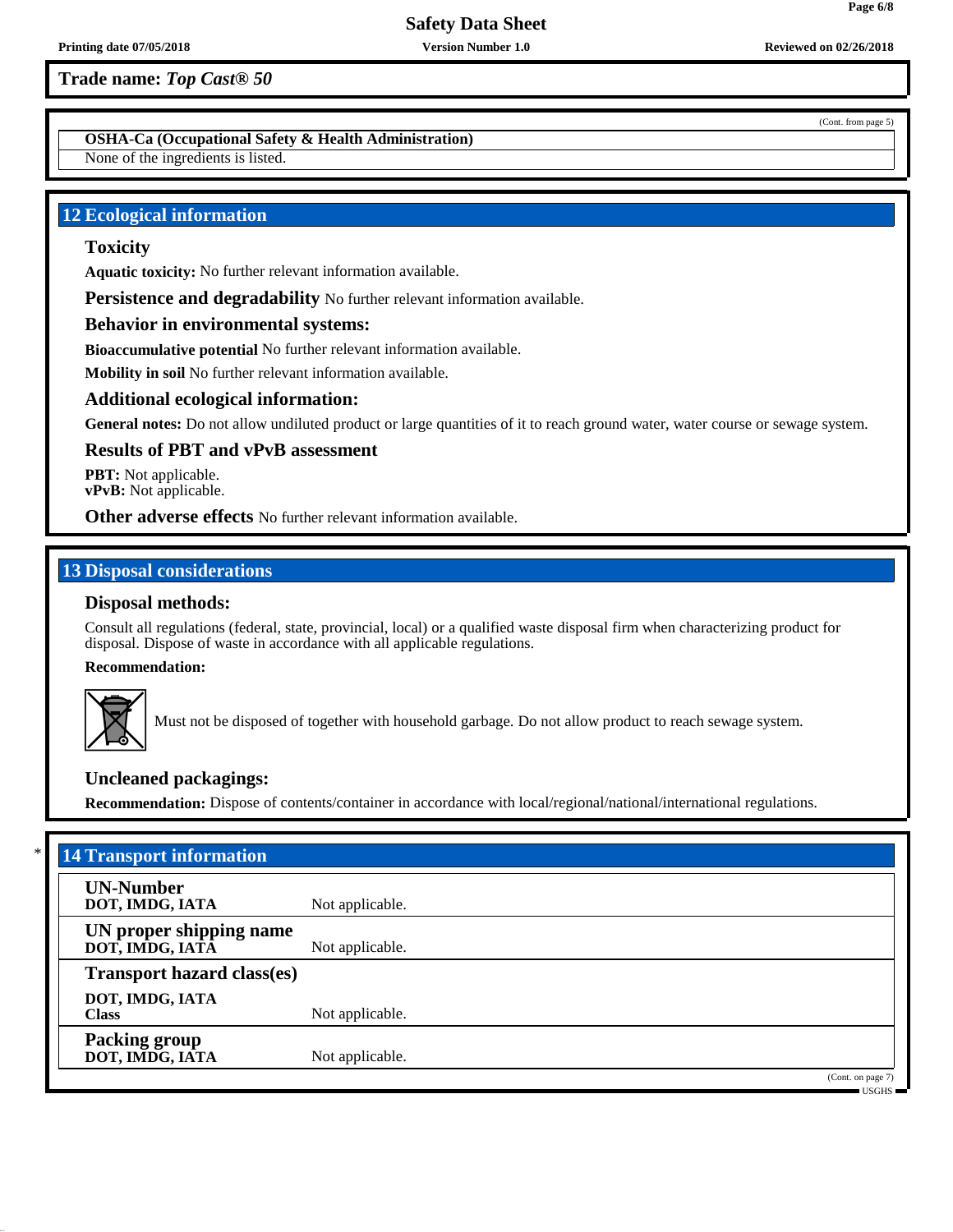**Trade name: *Top Cast® 50***

(Cont. from page 5)

**OSHA-Ca (Occupational Safety & Health Administration)**

None of the ingredients is listed.

## 12 Ecological information

### Toxicity

**Aquatic toxicity:** No further relevant information available.

**Persistence and degradability** No further relevant information available.

### Behavior in environmental systems:

**Bioaccumulative potential** No further relevant information available.

**Mobility in soil** No further relevant information available.

### Additional ecological information:

**General notes:** Do not allow undiluted product or large quantities of it to reach ground water, water course or sewage system.

### Results of PBT and vPvB assessment

**PBT:** Not applicable.
**vPvB:** Not applicable.

**Other adverse effects** No further relevant information available.

## 13 Disposal considerations

### Disposal methods:

Consult all regulations (federal, state, provincial, local) or a qualified waste disposal firm when characterizing product for disposal. Dispose of waste in accordance with all applicable regulations.

**Recommendation:**

Must not be disposed of together with household garbage. Do not allow product to reach sewage system.

### Uncleaned packagings:

**Recommendation:** Dispose of contents/container in accordance with local/regional/national/international regulations.

## * 14 Transport information

| | |
|---|---|
| **UN-Number** **DOT, IMDG, IATA** | Not applicable. |
| **UN proper shipping name** **DOT, IMDG, IATA** | Not applicable. |
| **Transport hazard class(es)** | |
| **DOT, IMDG, IATA** **Class** | Not applicable. |
| **Packing group** **DOT, IMDG, IATA** | Not applicable. |

(Cont. on page 7)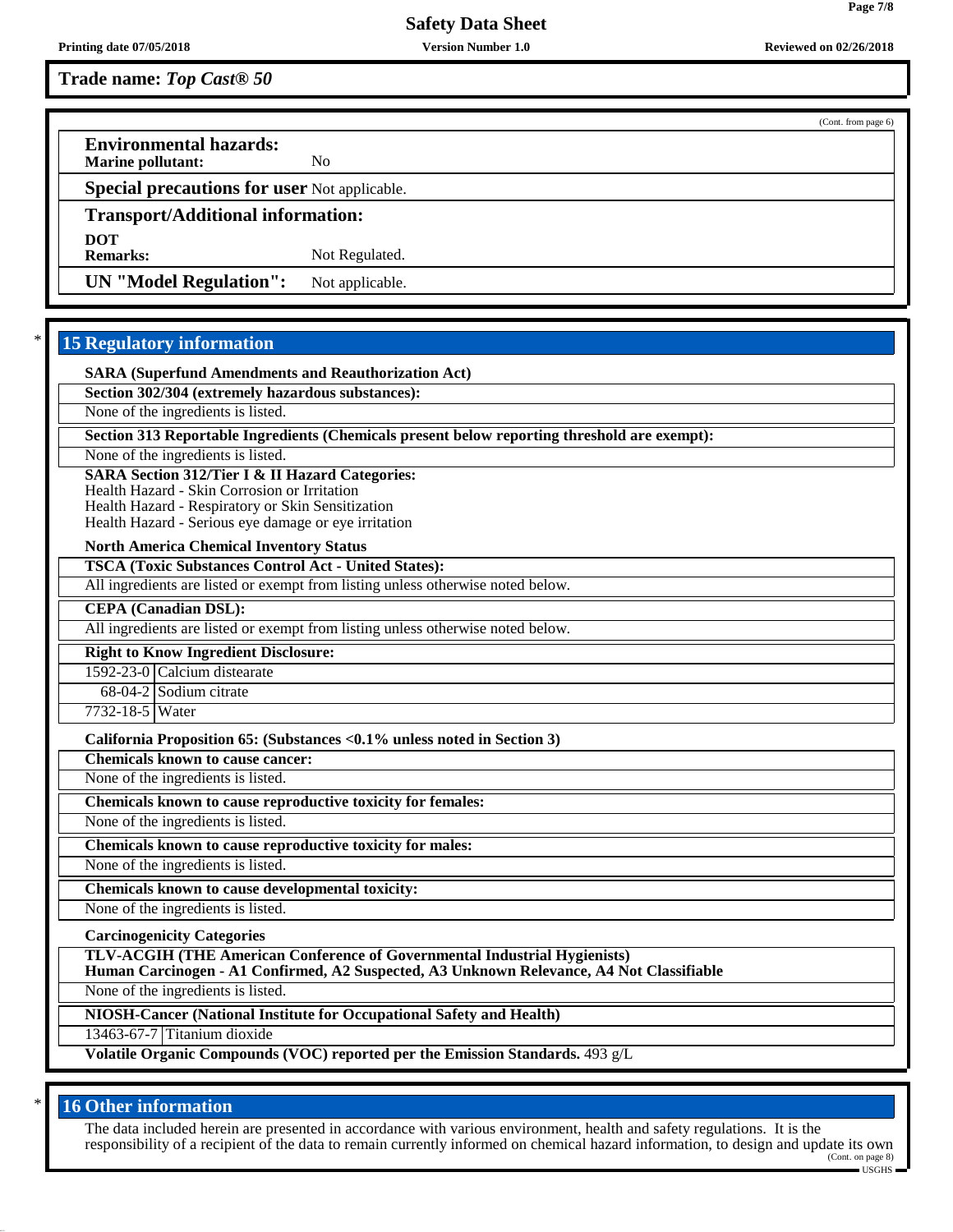**Trade name: *Top Cast® 50***

(Cont. from page 6)

**Environmental hazards:**
**Marine pollutant:** No

**Special precautions for user** Not applicable.

**Transport/Additional information:**

**DOT**
**Remarks:** Not Regulated.

**UN "Model Regulation":** Not applicable.

## 15 Regulatory information

**SARA (Superfund Amendments and Reauthorization Act)**

**Section 302/304 (extremely hazardous substances):**

None of the ingredients is listed.

**Section 313 Reportable Ingredients (Chemicals present below reporting threshold are exempt):**

None of the ingredients is listed.

**SARA Section 312/Tier I & II Hazard Categories:**
Health Hazard - Skin Corrosion or Irritation
Health Hazard - Respiratory or Skin Sensitization
Health Hazard - Serious eye damage or eye irritation

**North America Chemical Inventory Status**

**TSCA (Toxic Substances Control Act - United States):**

All ingredients are listed or exempt from listing unless otherwise noted below.

**CEPA (Canadian DSL):**

All ingredients are listed or exempt from listing unless otherwise noted below.

**Right to Know Ingredient Disclosure:**

| | |
|---|---|
| 1592-23-0 | Calcium distearate |
| 68-04-2 | Sodium citrate |
| 7732-18-5 | Water |

**California Proposition 65: (Substances <0.1% unless noted in Section 3)**

**Chemicals known to cause cancer:**

None of the ingredients is listed.

**Chemicals known to cause reproductive toxicity for females:**

None of the ingredients is listed.

**Chemicals known to cause reproductive toxicity for males:**

None of the ingredients is listed.

**Chemicals known to cause developmental toxicity:**

None of the ingredients is listed.

**Carcinogenicity Categories**

**TLV-ACGIH (THE American Conference of Governmental Industrial Hygienists)**
**Human Carcinogen - A1 Confirmed, A2 Suspected, A3 Unknown Relevance, A4 Not Classifiable**

None of the ingredients is listed.

**NIOSH-Cancer (National Institute for Occupational Safety and Health)**

| | |
|---|---|
| 13463-67-7 | Titanium dioxide |

**Volatile Organic Compounds (VOC) reported per the Emission Standards.** 493 g/L

## 16 Other information

The data included herein are presented in accordance with various environment, health and safety regulations. It is the responsibility of a recipient of the data to remain currently informed on chemical hazard information, to design and update its own

(Cont. on page 8)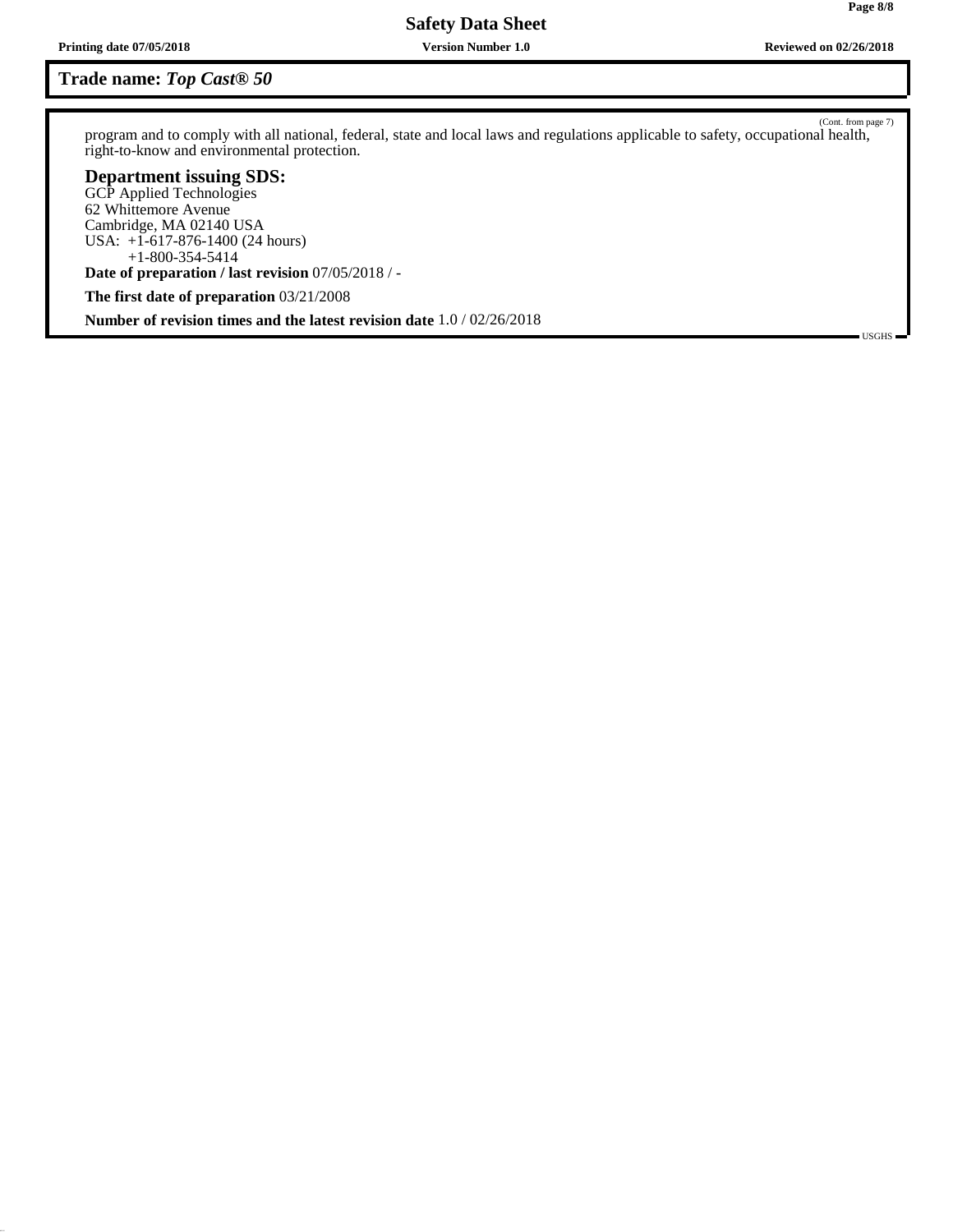program and to comply with all national, federal, state and local laws and regulations applicable to safety, occupational health, right-to-know and environmental protection.

## Department issuing SDS:

GCP Applied Technologies
62 Whittemore Avenue
Cambridge, MA 02140 USA
USA: +1-617-876-1400 (24 hours)
+1-800-354-5414

**Date of preparation / last revision** 07/05/2018 / -

**The first date of preparation** 03/21/2008

**Number of revision times and the latest revision date** 1.0 / 02/26/2018